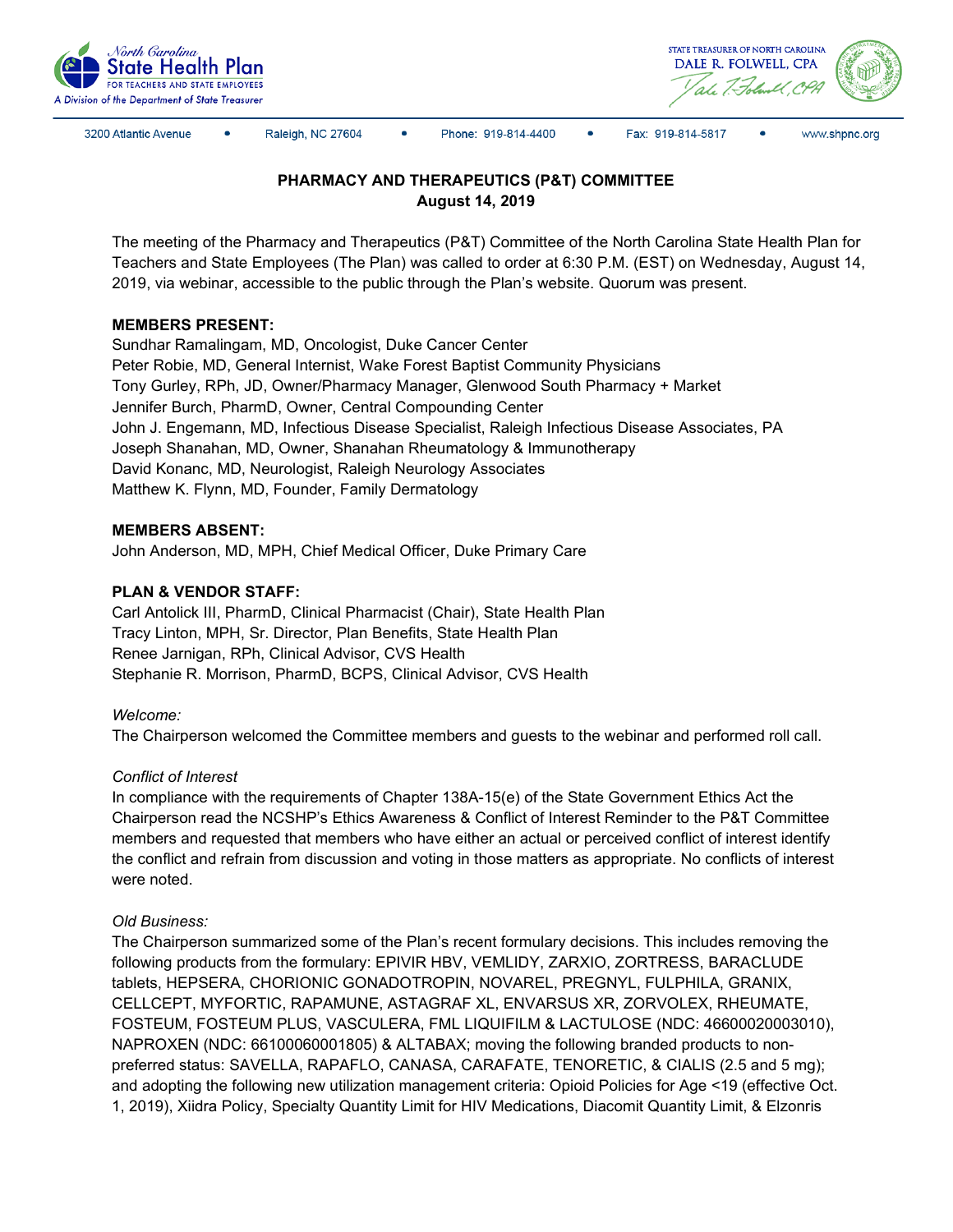North Carolina State Health Plan FOR TEACHERS AND STATE EMPLOYEES
A Division of the Department of State Treasurer

STATE TREASURER OF NORTH CAROLINA
DALE R. FOLWELL, CPA

3200 Atlantic Avenue • Raleigh, NC 27604 • Phone: 919-814-4400 • Fax: 919-814-5817 • www.shpnc.org

# PHARMACY AND THERAPEUTICS (P&T) COMMITTEE
## August 14, 2019

The meeting of the Pharmacy and Therapeutics (P&T) Committee of the North Carolina State Health Plan for Teachers and State Employees (The Plan) was called to order at 6:30 P.M. (EST) on Wednesday, August 14, 2019, via webinar, accessible to the public through the Plan's website. Quorum was present.

**MEMBERS PRESENT:**
Sundhar Ramalingam, MD, Oncologist, Duke Cancer Center
Peter Robie, MD, General Internist, Wake Forest Baptist Community Physicians
Tony Gurley, RPh, JD, Owner/Pharmacy Manager, Glenwood South Pharmacy + Market
Jennifer Burch, PharmD, Owner, Central Compounding Center
John J. Engemann, MD, Infectious Disease Specialist, Raleigh Infectious Disease Associates, PA
Joseph Shanahan, MD, Owner, Shanahan Rheumatology & Immunotherapy
David Konanc, MD, Neurologist, Raleigh Neurology Associates
Matthew K. Flynn, MD, Founder, Family Dermatology

**MEMBERS ABSENT:**
John Anderson, MD, MPH, Chief Medical Officer, Duke Primary Care

**PLAN & VENDOR STAFF:**
Carl Antolick III, PharmD, Clinical Pharmacist (Chair), State Health Plan
Tracy Linton, MPH, Sr. Director, Plan Benefits, State Health Plan
Renee Jarnigan, RPh, Clinical Advisor, CVS Health
Stephanie R. Morrison, PharmD, BCPS, Clinical Advisor, CVS Health

*Welcome:*
The Chairperson welcomed the Committee members and guests to the webinar and performed roll call.

*Conflict of Interest*
In compliance with the requirements of Chapter 138A-15(e) of the State Government Ethics Act the Chairperson read the NCSHP's Ethics Awareness & Conflict of Interest Reminder to the P&T Committee members and requested that members who have either an actual or perceived conflict of interest identify the conflict and refrain from discussion and voting in those matters as appropriate. No conflicts of interest were noted.

*Old Business:*
The Chairperson summarized some of the Plan's recent formulary decisions. This includes removing the following products from the formulary: EPIVIR HBV, VEMLIDY, ZARXIO, ZORTRESS, BARACLUDE tablets, HEPSERA, CHORIONIC GONADOTROPIN, NOVAREL, PREGNYL, FULPHILA, GRANIX, CELLCEPT, MYFORTIC, RAPAMUNE, ASTAGRAF XL, ENVARSUS XR, ZORVOLEX, RHEUMATE, FOSTEUM, FOSTEUM PLUS, VASCULERA, FML LIQUIFILM & LACTULOSE (NDC: 46600020003010), NAPROXEN (NDC: 66100060001805) & ALTABAX; moving the following branded products to non-preferred status: SAVELLA, RAPAFLO, CANASA, CARAFATE, TENORETIC, & CIALIS (2.5 and 5 mg); and adopting the following new utilization management criteria: Opioid Policies for Age <19 (effective Oct. 1, 2019), Xiidra Policy, Specialty Quantity Limit for HIV Medications, Diacomit Quantity Limit, & Elzonris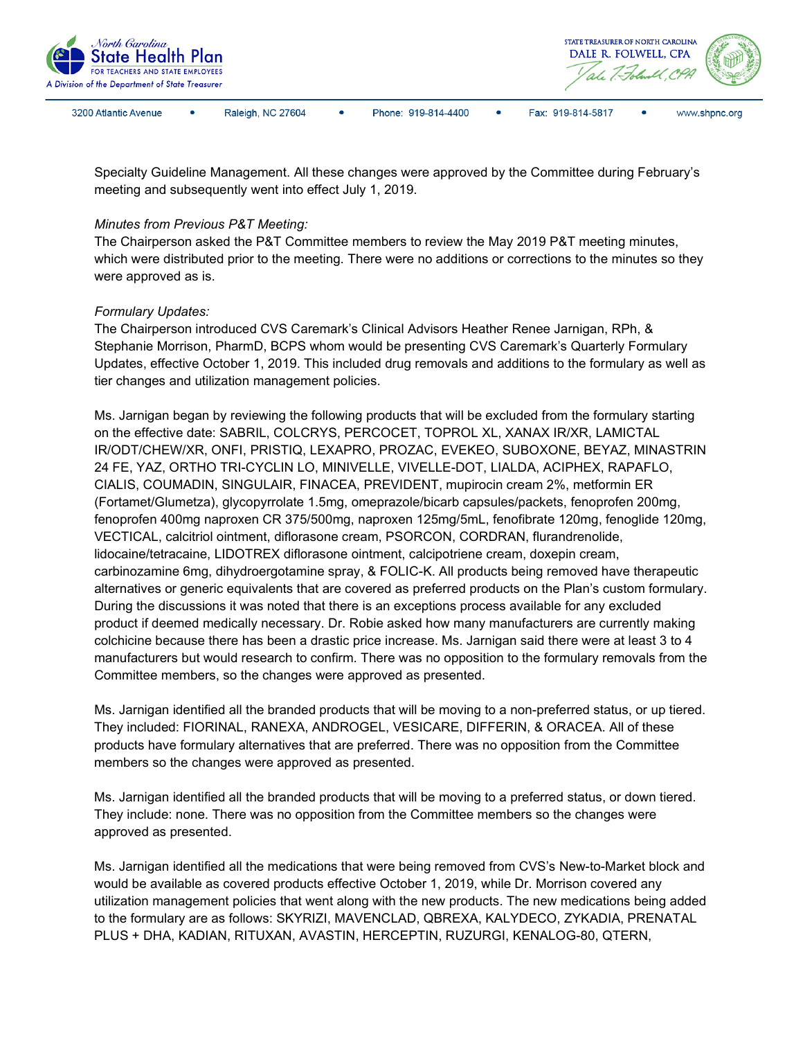Specialty Guideline Management. All these changes were approved by the Committee during February's meeting and subsequently went into effect July 1, 2019.

*Minutes from Previous P&T Meeting:*

The Chairperson asked the P&T Committee members to review the May 2019 P&T meeting minutes, which were distributed prior to the meeting. There were no additions or corrections to the minutes so they were approved as is.

*Formulary Updates:*

The Chairperson introduced CVS Caremark's Clinical Advisors Heather Renee Jarnigan, RPh, & Stephanie Morrison, PharmD, BCPS whom would be presenting CVS Caremark's Quarterly Formulary Updates, effective October 1, 2019. This included drug removals and additions to the formulary as well as tier changes and utilization management policies.

Ms. Jarnigan began by reviewing the following products that will be excluded from the formulary starting on the effective date: SABRIL, COLCRYS, PERCOCET, TOPROL XL, XANAX IR/XR, LAMICTAL IR/ODT/CHEW/XR, ONFI, PRISTIQ, LEXAPRO, PROZAC, EVEKEO, SUBOXONE, BEYAZ, MINASTRIN 24 FE, YAZ, ORTHO TRI-CYCLIN LO, MINIVELLE, VIVELLE-DOT, LIALDA, ACIPHEX, RAPAFLO, CIALIS, COUMADIN, SINGULAIR, FINACEA, PREVIDENT, mupirocin cream 2%, metformin ER (Fortamet/Glumetza), glycopyrrolate 1.5mg, omeprazole/bicarb capsules/packets, fenoprofen 200mg, fenoprofen 400mg naproxen CR 375/500mg, naproxen 125mg/5mL, fenofibrate 120mg, fenoglide 120mg, VECTICAL, calcitriol ointment, diflorasone cream, PSORCON, CORDRAN, flurandrenolide, lidocaine/tetracaine, LIDOTREX diflorasone ointment, calcipotriene cream, doxepin cream, carbinozamine 6mg, dihydroergotamine spray, & FOLIC-K. All products being removed have therapeutic alternatives or generic equivalents that are covered as preferred products on the Plan's custom formulary. During the discussions it was noted that there is an exceptions process available for any excluded product if deemed medically necessary. Dr. Robie asked how many manufacturers are currently making colchicine because there has been a drastic price increase. Ms. Jarnigan said there were at least 3 to 4 manufacturers but would research to confirm. There was no opposition to the formulary removals from the Committee members, so the changes were approved as presented.

Ms. Jarnigan identified all the branded products that will be moving to a non-preferred status, or up tiered. They included: FIORINAL, RANEXA, ANDROGEL, VESICARE, DIFFERIN, & ORACEA. All of these products have formulary alternatives that are preferred. There was no opposition from the Committee members so the changes were approved as presented.

Ms. Jarnigan identified all the branded products that will be moving to a preferred status, or down tiered. They include: none. There was no opposition from the Committee members so the changes were approved as presented.

Ms. Jarnigan identified all the medications that were being removed from CVS's New-to-Market block and would be available as covered products effective October 1, 2019, while Dr. Morrison covered any utilization management policies that went along with the new products. The new medications being added to the formulary are as follows: SKYRIZI, MAVENCLAD, QBREXA, KALYDECO, ZYKADIA, PRENATAL PLUS + DHA, KADIAN, RITUXAN, AVASTIN, HERCEPTIN, RUZURGI, KENALOG-80, QTERN,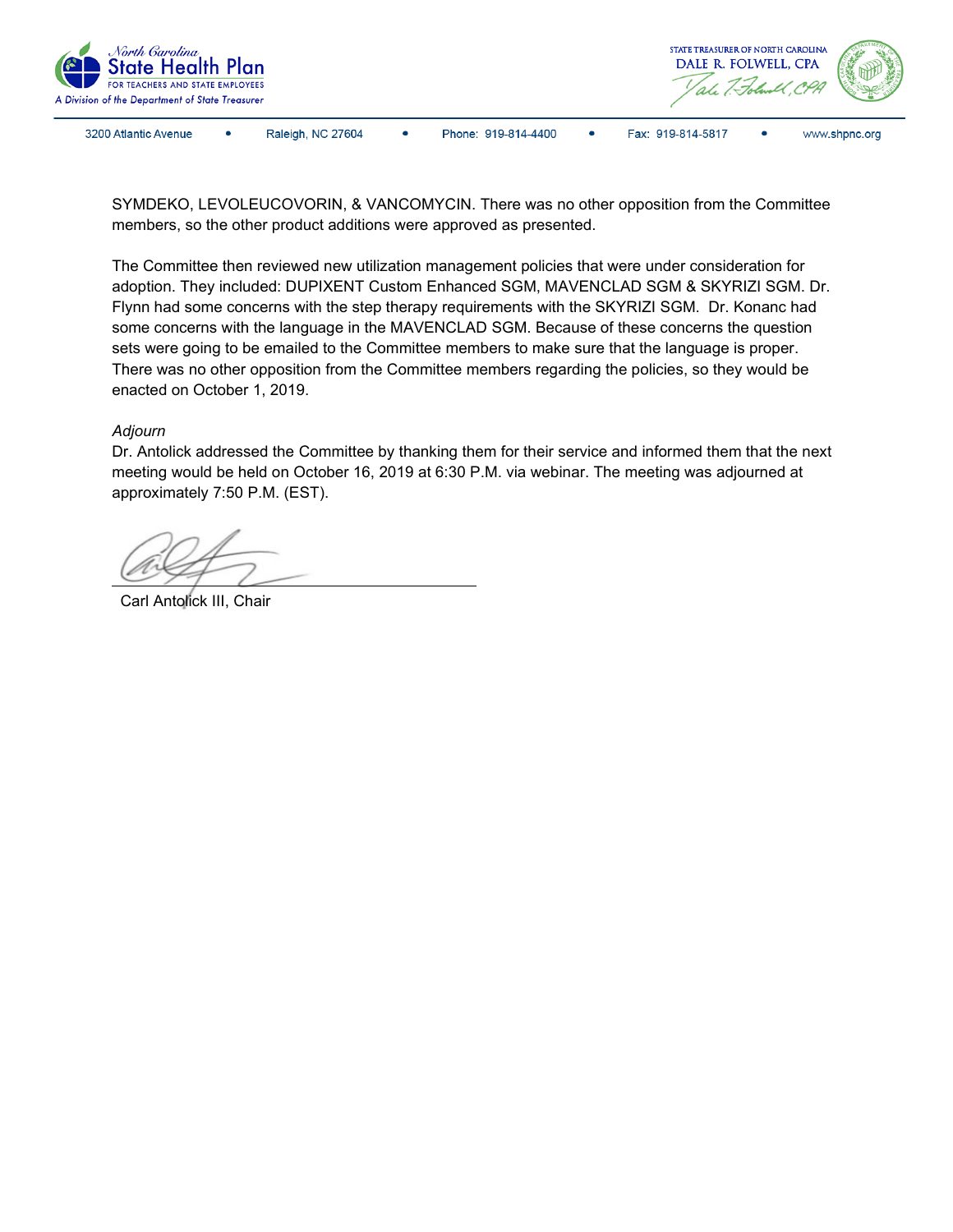SYMDEKO, LEVOLEUCOVORIN, & VANCOMYCIN. There was no other opposition from the Committee members, so the other product additions were approved as presented.

The Committee then reviewed new utilization management policies that were under consideration for adoption. They included: DUPIXENT Custom Enhanced SGM, MAVENCLAD SGM & SKYRIZI SGM. Dr. Flynn had some concerns with the step therapy requirements with the SKYRIZI SGM. Dr. Konanc had some concerns with the language in the MAVENCLAD SGM. Because of these concerns the question sets were going to be emailed to the Committee members to make sure that the language is proper. There was no other opposition from the Committee members regarding the policies, so they would be enacted on October 1, 2019.

*Adjourn*

Dr. Antolick addressed the Committee by thanking them for their service and informed them that the next meeting would be held on October 16, 2019 at 6:30 P.M. via webinar. The meeting was adjourned at approximately 7:50 P.M. (EST).

Carl Antolick III, Chair